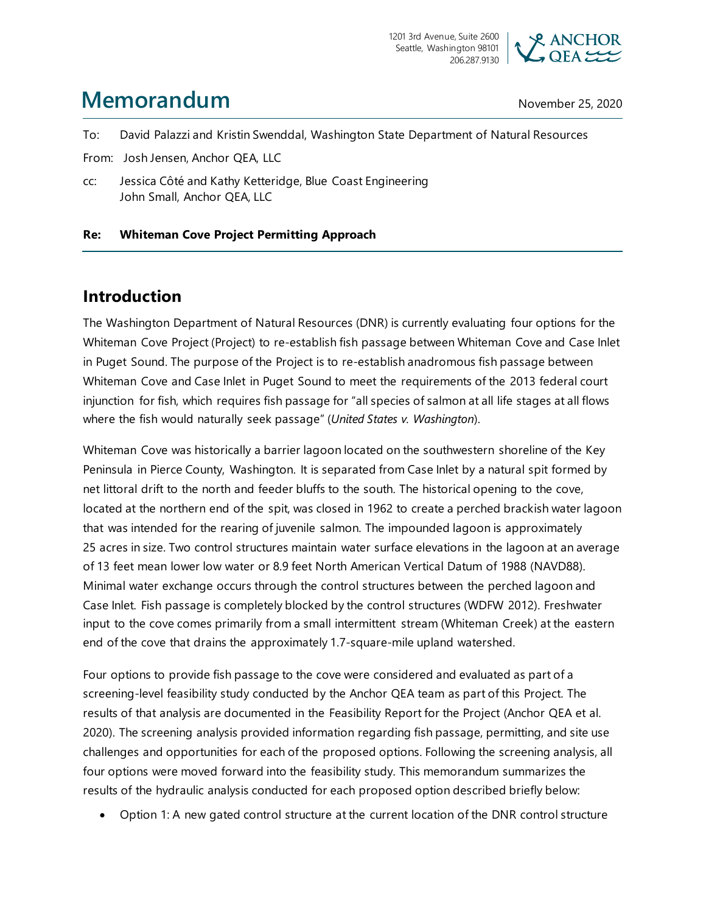1201 3rd Avenue, Suite 2600
Seattle, Washington 98101
206.287.9130

ANCHOR QEA

# Memorandum

November 25, 2020

To: David Palazzi and Kristin Swenddal, Washington State Department of Natural Resources

From: Josh Jensen, Anchor QEA, LLC

cc: Jessica Côté and Kathy Ketteridge, Blue Coast Engineering
John Small, Anchor QEA, LLC

**Re: Whiteman Cove Project Permitting Approach**

## Introduction

The Washington Department of Natural Resources (DNR) is currently evaluating four options for the Whiteman Cove Project (Project) to re-establish fish passage between Whiteman Cove and Case Inlet in Puget Sound. The purpose of the Project is to re-establish anadromous fish passage between Whiteman Cove and Case Inlet in Puget Sound to meet the requirements of the 2013 federal court injunction for fish, which requires fish passage for "all species of salmon at all life stages at all flows where the fish would naturally seek passage" (*United States v. Washington*).

Whiteman Cove was historically a barrier lagoon located on the southwestern shoreline of the Key Peninsula in Pierce County, Washington. It is separated from Case Inlet by a natural spit formed by net littoral drift to the north and feeder bluffs to the south. The historical opening to the cove, located at the northern end of the spit, was closed in 1962 to create a perched brackish water lagoon that was intended for the rearing of juvenile salmon. The impounded lagoon is approximately 25 acres in size. Two control structures maintain water surface elevations in the lagoon at an average of 13 feet mean lower low water or 8.9 feet North American Vertical Datum of 1988 (NAVD88). Minimal water exchange occurs through the control structures between the perched lagoon and Case Inlet. Fish passage is completely blocked by the control structures (WDFW 2012). Freshwater input to the cove comes primarily from a small intermittent stream (Whiteman Creek) at the eastern end of the cove that drains the approximately 1.7-square-mile upland watershed.

Four options to provide fish passage to the cove were considered and evaluated as part of a screening-level feasibility study conducted by the Anchor QEA team as part of this Project. The results of that analysis are documented in the Feasibility Report for the Project (Anchor QEA et al. 2020). The screening analysis provided information regarding fish passage, permitting, and site use challenges and opportunities for each of the proposed options. Following the screening analysis, all four options were moved forward into the feasibility study. This memorandum summarizes the results of the hydraulic analysis conducted for each proposed option described briefly below:

- Option 1: A new gated control structure at the current location of the DNR control structure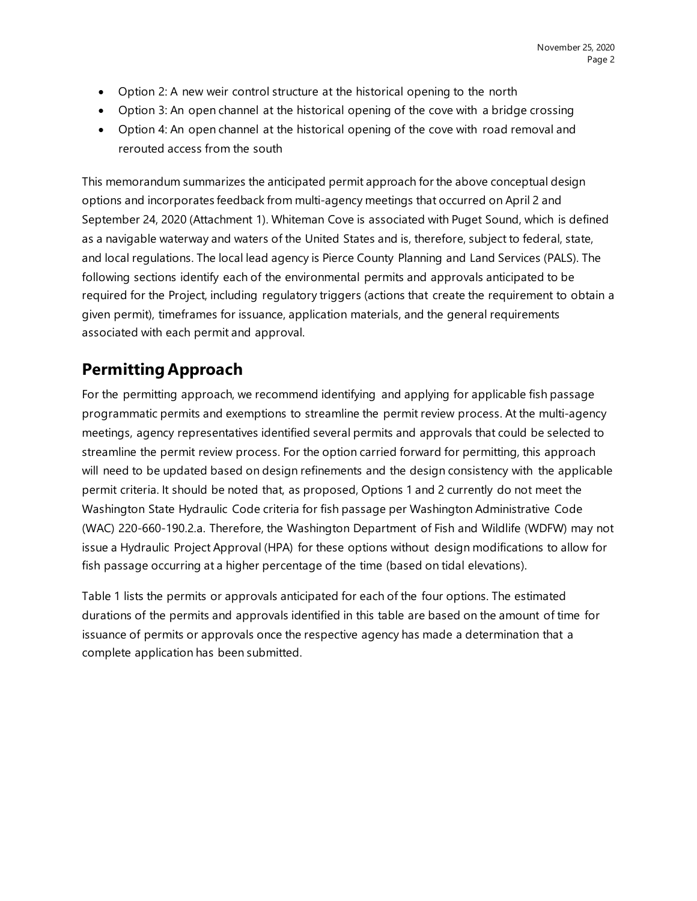- Option 2: A new weir control structure at the historical opening to the north
- Option 3: An open channel at the historical opening of the cove with a bridge crossing
- Option 4: An open channel at the historical opening of the cove with road removal and rerouted access from the south

This memorandum summarizes the anticipated permit approach for the above conceptual design options and incorporates feedback from multi-agency meetings that occurred on April 2 and September 24, 2020 (Attachment 1). Whiteman Cove is associated with Puget Sound, which is defined as a navigable waterway and waters of the United States and is, therefore, subject to federal, state, and local regulations. The local lead agency is Pierce County Planning and Land Services (PALS). The following sections identify each of the environmental permits and approvals anticipated to be required for the Project, including regulatory triggers (actions that create the requirement to obtain a given permit), timeframes for issuance, application materials, and the general requirements associated with each permit and approval.

## Permitting Approach

For the permitting approach, we recommend identifying and applying for applicable fish passage programmatic permits and exemptions to streamline the permit review process. At the multi-agency meetings, agency representatives identified several permits and approvals that could be selected to streamline the permit review process. For the option carried forward for permitting, this approach will need to be updated based on design refinements and the design consistency with the applicable permit criteria. It should be noted that, as proposed, Options 1 and 2 currently do not meet the Washington State Hydraulic Code criteria for fish passage per Washington Administrative Code (WAC) 220-660-190.2.a. Therefore, the Washington Department of Fish and Wildlife (WDFW) may not issue a Hydraulic Project Approval (HPA) for these options without design modifications to allow for fish passage occurring at a higher percentage of the time (based on tidal elevations).

Table 1 lists the permits or approvals anticipated for each of the four options. The estimated durations of the permits and approvals identified in this table are based on the amount of time for issuance of permits or approvals once the respective agency has made a determination that a complete application has been submitted.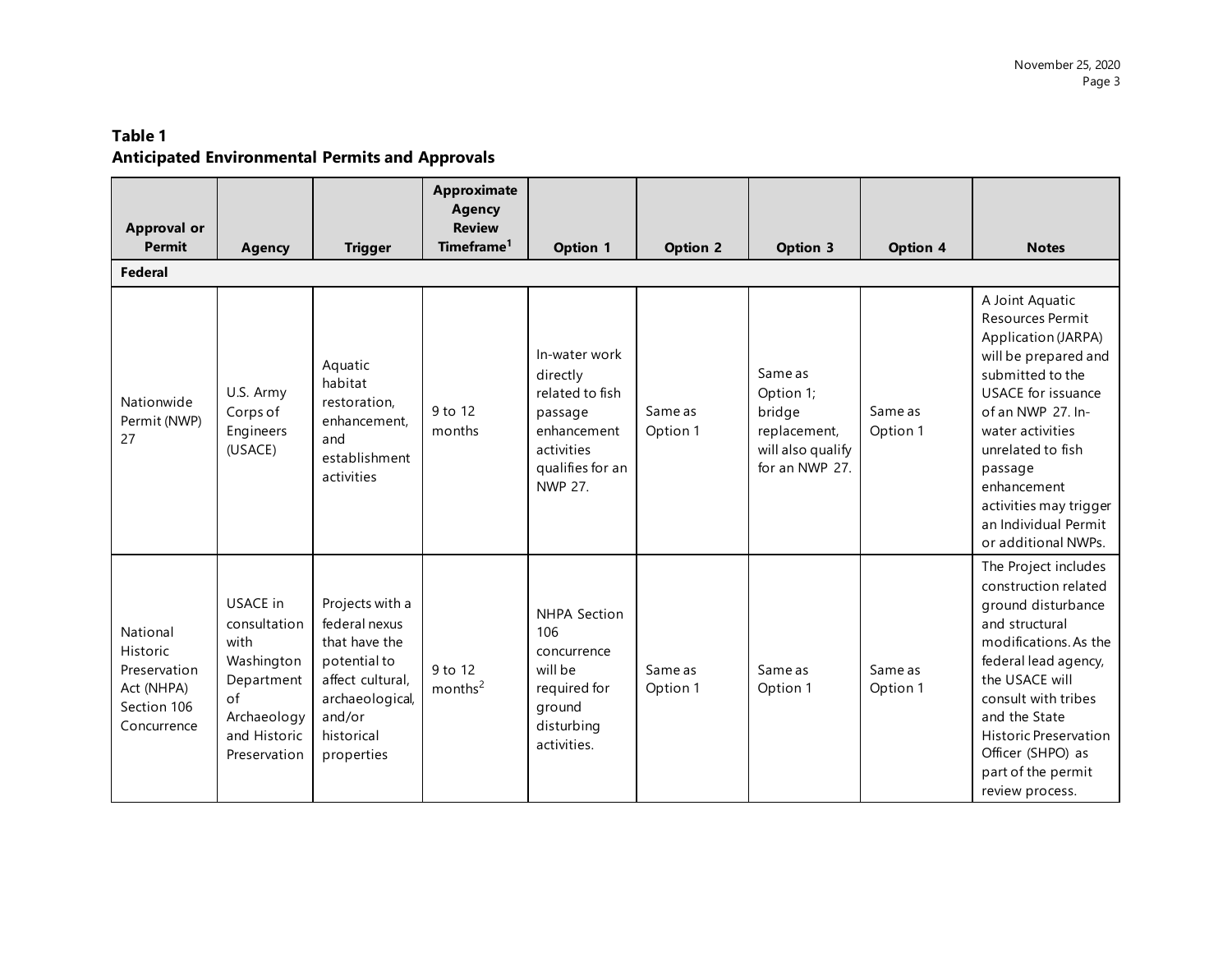**Table 1**
**Anticipated Environmental Permits and Approvals**

| Approval or Permit | Agency | Trigger | Approximate Agency Review Timeframe[1] | Option 1 | Option 2 | Option 3 | Option 4 | Notes |
|---|---|---|---|---|---|---|---|---|
| **Federal** | | | | | | | | |
| Nationwide Permit (NWP) 27 | U.S. Army Corps of Engineers (USACE) | Aquatic habitat restoration, enhancement, and establishment activities | 9 to 12 months | In-water work directly related to fish passage enhancement activities qualifies for an NWP 27. | Same as Option 1 | Same as Option 1; bridge replacement, will also qualify for an NWP 27. | Same as Option 1 | A Joint Aquatic Resources Permit Application (JARPA) will be prepared and submitted to the USACE for issuance of an NWP 27. In-water activities unrelated to fish passage enhancement activities may trigger an Individual Permit or additional NWPs. |
| National Historic Preservation Act (NHPA) Section 106 Concurrence | USACE in consultation with Washington Department of Archaeology and Historic Preservation | Projects with a federal nexus that have the potential to affect cultural, archaeological, and/or historical properties | 9 to 12 months[2] | NHPA Section 106 concurrence will be required for ground disturbing activities. | Same as Option 1 | Same as Option 1 | Same as Option 1 | The Project includes construction related ground disturbance and structural modifications. As the federal lead agency, the USACE will consult with tribes and the State Historic Preservation Officer (SHPO) as part of the permit review process. |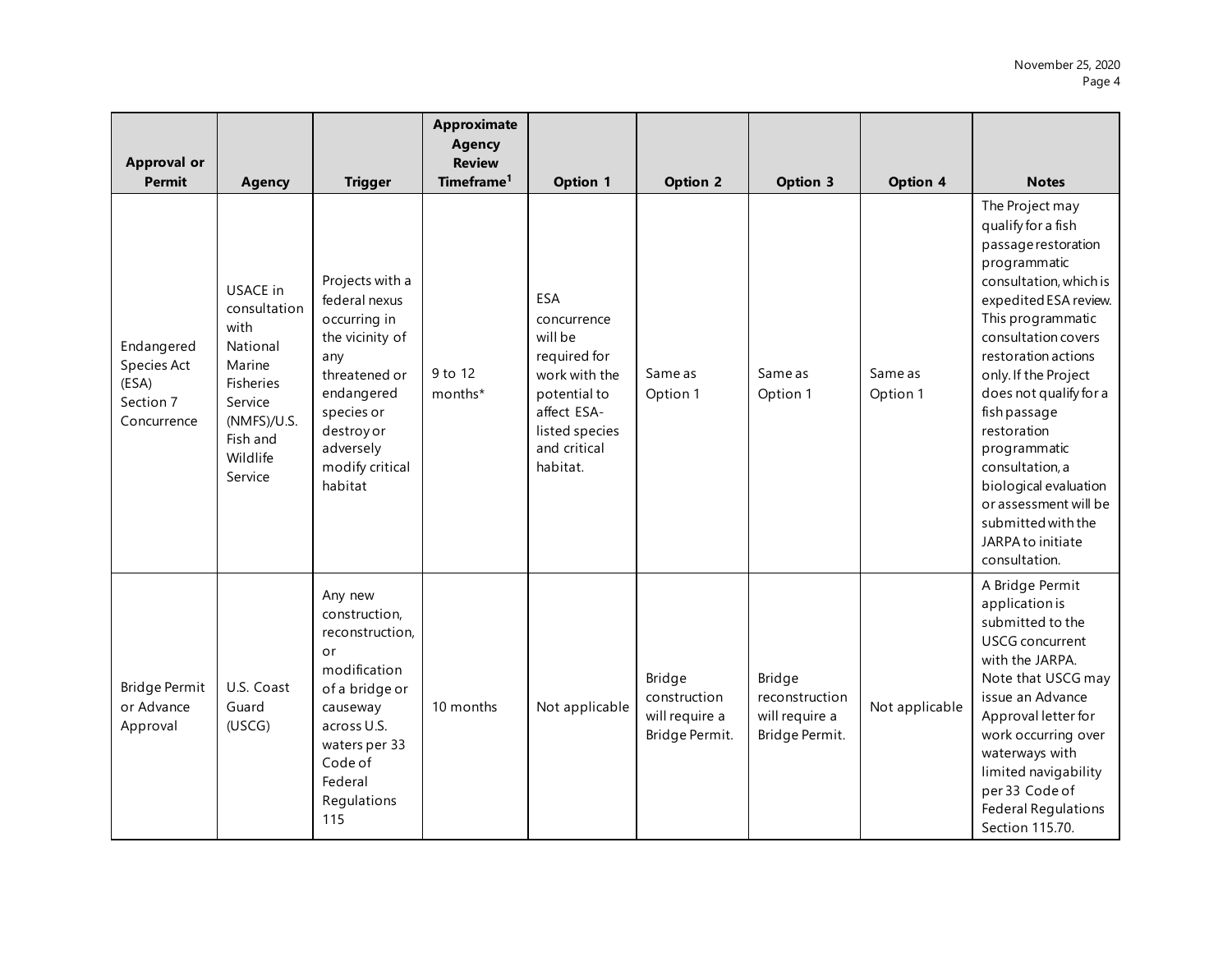| Approval or Permit | Agency | Trigger | Approximate Agency Review Timeframe[1] | Option 1 | Option 2 | Option 3 | Option 4 | Notes |
|---|---|---|---|---|---|---|---|---|
| Endangered Species Act (ESA) Section 7 Concurrence | USACE in consultation with National Marine Fisheries Service (NMFS)/U.S. Fish and Wildlife Service | Projects with a federal nexus occurring in the vicinity of any threatened or endangered species or destroy or adversely modify critical habitat | 9 to 12 months* | ESA concurrence will be required for work with the potential to affect ESA-listed species and critical habitat. | Same as Option 1 | Same as Option 1 | Same as Option 1 | The Project may qualify for a fish passage restoration programmatic consultation, which is expedited ESA review. This programmatic consultation covers restoration actions only. If the Project does not qualify for a fish passage restoration programmatic consultation, a biological evaluation or assessment will be submitted with the JARPA to initiate consultation. |
| Bridge Permit or Advance Approval | U.S. Coast Guard (USCG) | Any new construction, reconstruction, or modification of a bridge or causeway across U.S. waters per 33 Code of Federal Regulations 115 | 10 months | Not applicable | Bridge construction will require a Bridge Permit. | Bridge reconstruction will require a Bridge Permit. | Not applicable | A Bridge Permit application is submitted to the USCG concurrent with the JARPA. Note that USCG may issue an Advance Approval letter for work occurring over waterways with limited navigability per 33 Code of Federal Regulations Section 115.70. |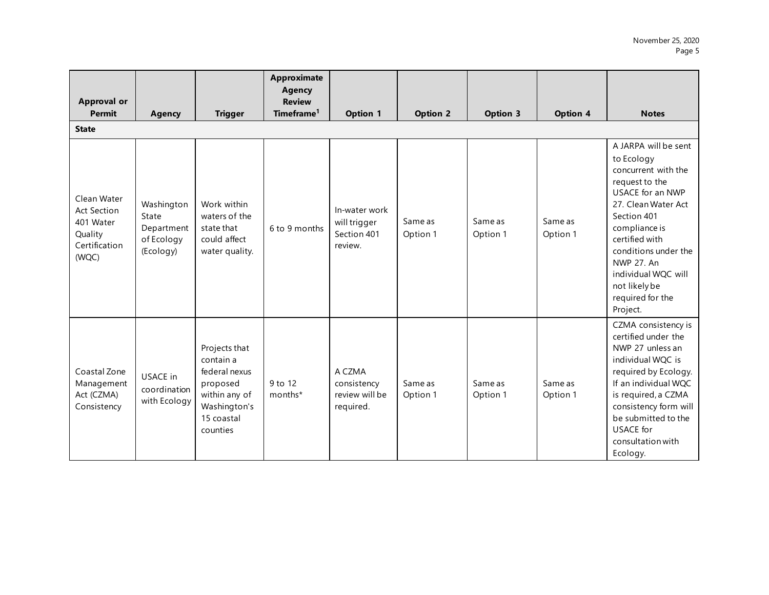| Approval or Permit | Agency | Trigger | Approximate Agency Review Timeframe[1] | Option 1 | Option 2 | Option 3 | Option 4 | Notes |
|---|---|---|---|---|---|---|---|---|
| **State** | | | | | | | | |
| Clean Water Act Section 401 Water Quality Certification (WQC) | Washington State Department of Ecology (Ecology) | Work within waters of the state that could affect water quality. | 6 to 9 months | In-water work will trigger Section 401 review. | Same as Option 1 | Same as Option 1 | Same as Option 1 | A JARPA will be sent to Ecology concurrent with the request to the USACE for an NWP 27. Clean Water Act Section 401 compliance is certified with conditions under the NWP 27. An individual WQC will not likely be required for the Project. |
| Coastal Zone Management Act (CZMA) Consistency | USACE in coordination with Ecology | Projects that contain a federal nexus proposed within any of Washington's 15 coastal counties | 9 to 12 months* | A CZMA consistency review will be required. | Same as Option 1 | Same as Option 1 | Same as Option 1 | CZMA consistency is certified under the NWP 27 unless an individual WQC is required by Ecology. If an individual WQC is required, a CZMA consistency form will be submitted to the USACE for consultation with Ecology. |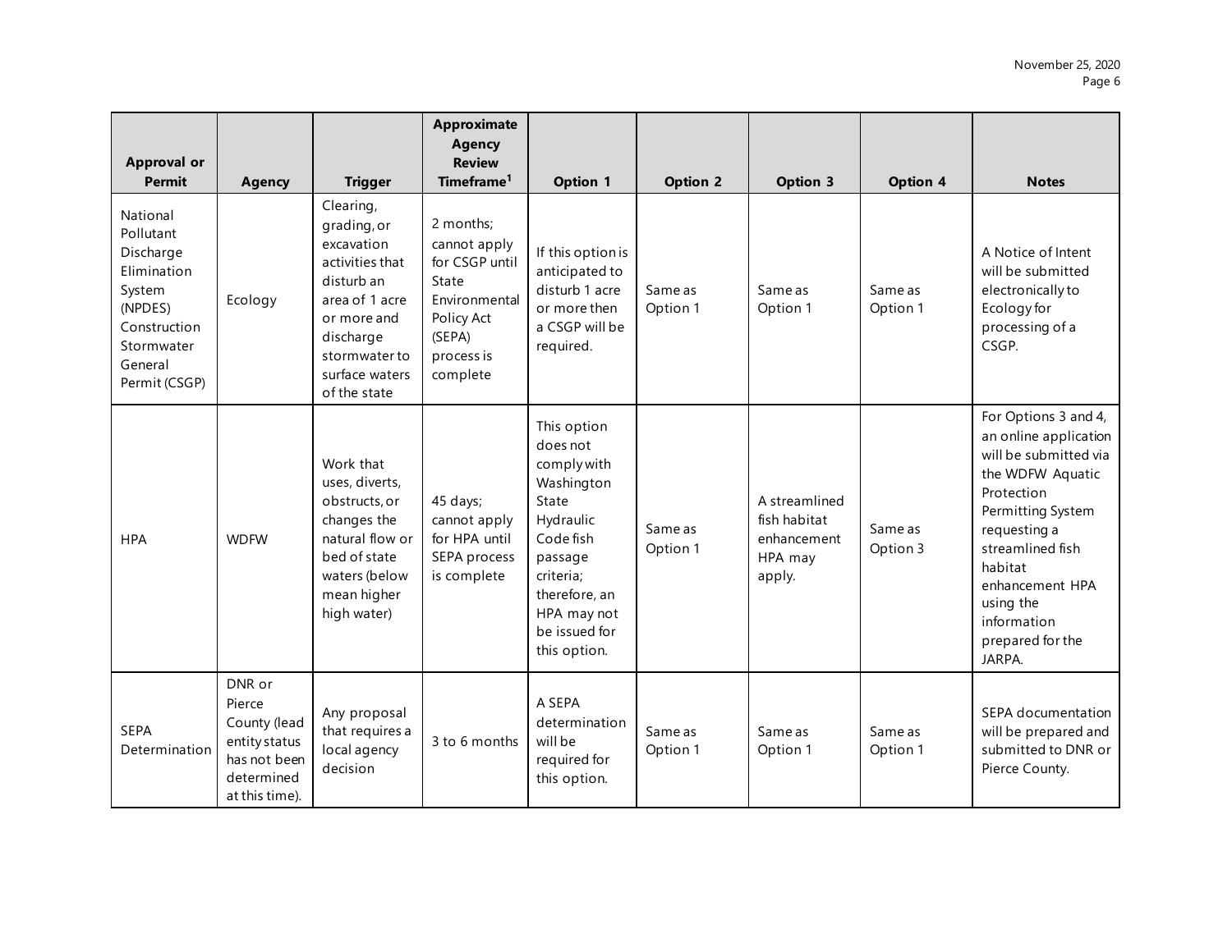| Approval or Permit | Agency | Trigger | Approximate Agency Review Timeframe[1] | Option 1 | Option 2 | Option 3 | Option 4 | Notes |
|---|---|---|---|---|---|---|---|---|
| National Pollutant Discharge Elimination System (NPDES) Construction Stormwater General Permit (CSGP) | Ecology | Clearing, grading, or excavation activities that disturb an area of 1 acre or more and discharge stormwater to surface waters of the state | 2 months; cannot apply for CSGP until State Environmental Policy Act (SEPA) process is complete | If this option is anticipated to disturb 1 acre or more then a CSGP will be required. | Same as Option 1 | Same as Option 1 | Same as Option 1 | A Notice of Intent will be submitted electronically to Ecology for processing of a CSGP. |
| HPA | WDFW | Work that uses, diverts, obstructs, or changes the natural flow or bed of state waters (below mean higher high water) | 45 days; cannot apply for HPA until SEPA process is complete | This option does not comply with Washington State Hydraulic Code fish passage criteria; therefore, an HPA may not be issued for this option. | Same as Option 1 | A streamlined fish habitat enhancement HPA may apply. | Same as Option 3 | For Options 3 and 4, an online application will be submitted via the WDFW Aquatic Protection Permitting System requesting a streamlined fish habitat enhancement HPA using the information prepared for the JARPA. |
| SEPA Determination | DNR or Pierce County (lead entity status has not been determined at this time). | Any proposal that requires a local agency decision | 3 to 6 months | A SEPA determination will be required for this option. | Same as Option 1 | Same as Option 1 | Same as Option 1 | SEPA documentation will be prepared and submitted to DNR or Pierce County. |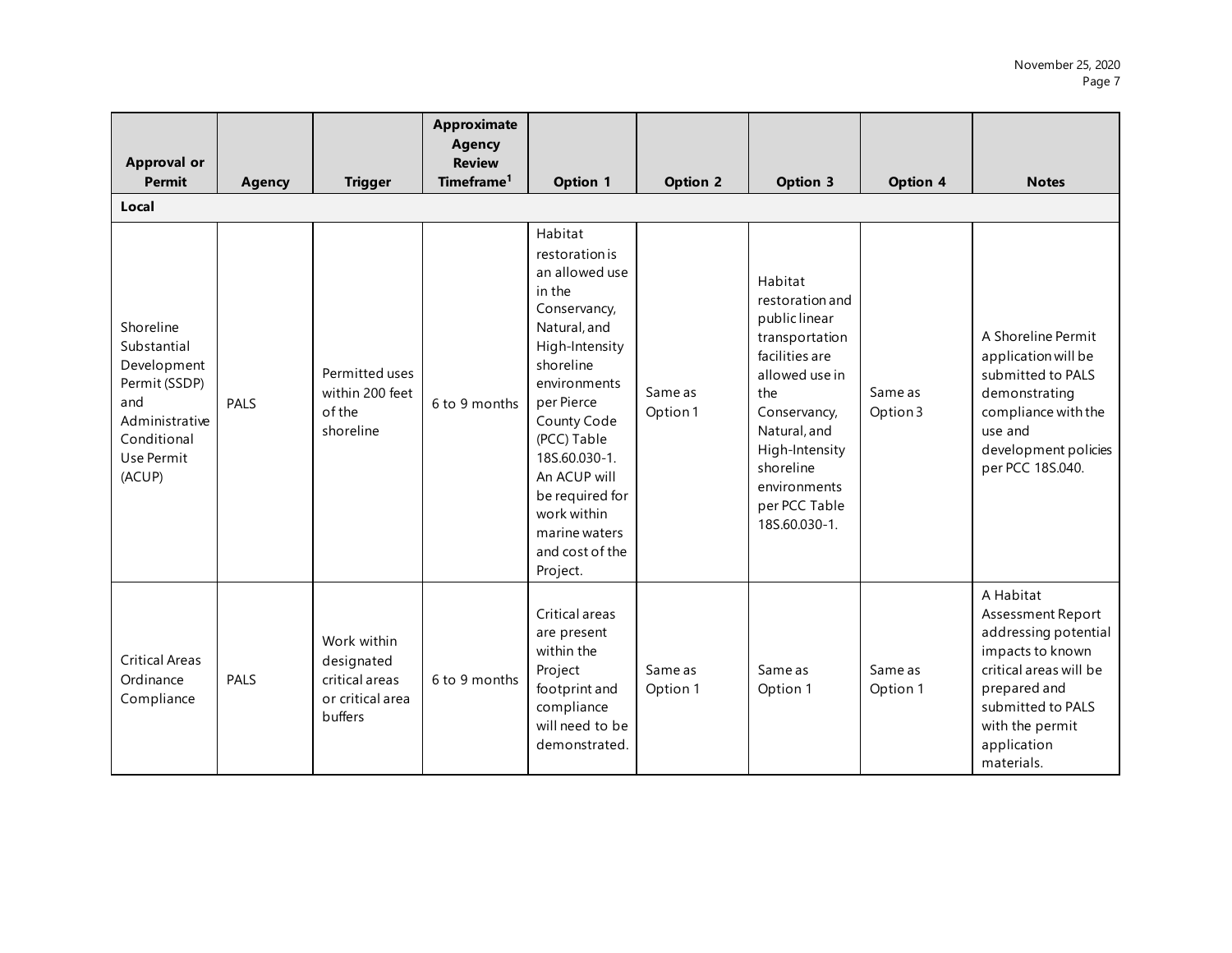| Approval or Permit | Agency | Trigger | Approximate Agency Review Timeframe[1] | Option 1 | Option 2 | Option 3 | Option 4 | Notes |
|---|---|---|---|---|---|---|---|---|
| **Local** | | | | | | | | |
| Shoreline Substantial Development Permit (SSDP) and Administrative Conditional Use Permit (ACUP) | PALS | Permitted uses within 200 feet of the shoreline | 6 to 9 months | Habitat restoration is an allowed use in the Conservancy, Natural, and High-Intensity shoreline environments per Pierce County Code (PCC) Table 18S.60.030-1. An ACUP will be required for work within marine waters and cost of the Project. | Same as Option 1 | Habitat restoration and public linear transportation facilities are allowed use in the Conservancy, Natural, and High-Intensity shoreline environments per PCC Table 18S.60.030-1. | Same as Option 3 | A Shoreline Permit application will be submitted to PALS demonstrating compliance with the use and development policies per PCC 18S.040. |
| Critical Areas Ordinance Compliance | PALS | Work within designated critical areas or critical area buffers | 6 to 9 months | Critical areas are present within the Project footprint and compliance will need to be demonstrated. | Same as Option 1 | Same as Option 1 | Same as Option 1 | A Habitat Assessment Report addressing potential impacts to known critical areas will be prepared and submitted to PALS with the permit application materials. |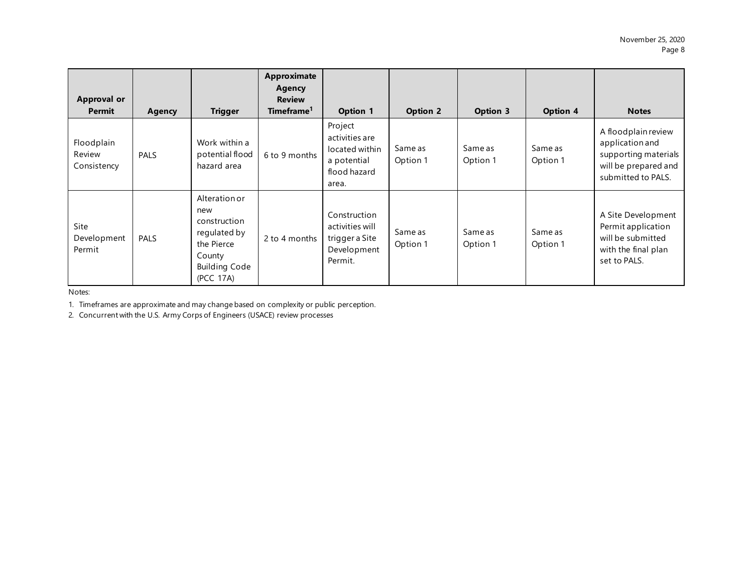| Approval or Permit | Agency | Trigger | Approximate Agency Review Timeframe[1] | Option 1 | Option 2 | Option 3 | Option 4 | Notes |
|---|---|---|---|---|---|---|---|---|
| Floodplain Review Consistency | PALS | Work within a potential flood hazard area | 6 to 9 months | Project activities are located within a potential flood hazard area. | Same as Option 1 | Same as Option 1 | Same as Option 1 | A floodplain review application and supporting materials will be prepared and submitted to PALS. |
| Site Development Permit | PALS | Alteration or new construction regulated by the Pierce County Building Code (PCC 17A) | 2 to 4 months | Construction activities will trigger a Site Development Permit. | Same as Option 1 | Same as Option 1 | Same as Option 1 | A Site Development Permit application will be submitted with the final plan set to PALS. |

Notes:

1. Timeframes are approximate and may change based on complexity or public perception.
2. Concurrent with the U.S. Army Corps of Engineers (USACE) review processes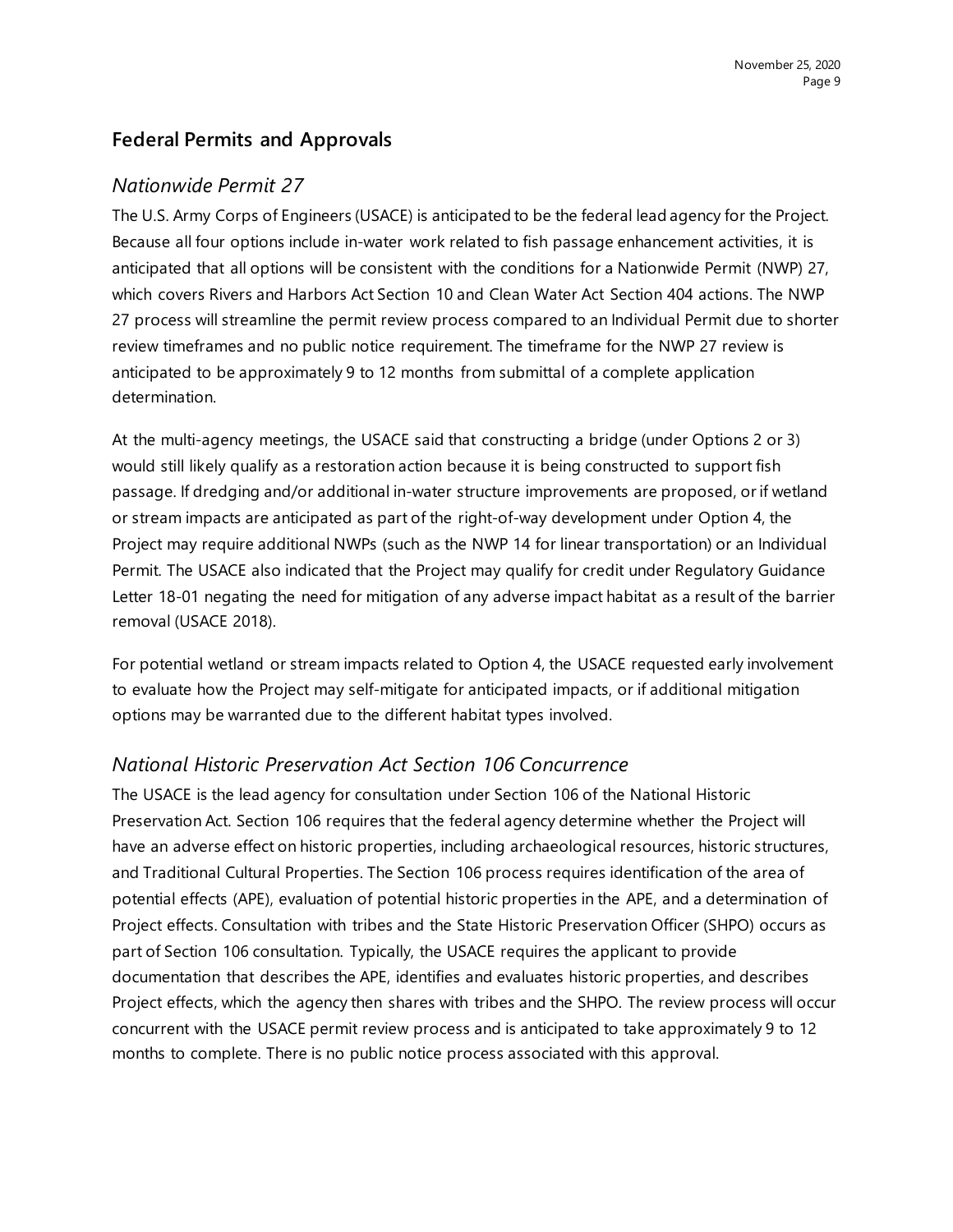## Federal Permits and Approvals

### *Nationwide Permit 27*

The U.S. Army Corps of Engineers (USACE) is anticipated to be the federal lead agency for the Project. Because all four options include in-water work related to fish passage enhancement activities, it is anticipated that all options will be consistent with the conditions for a Nationwide Permit (NWP) 27, which covers Rivers and Harbors Act Section 10 and Clean Water Act Section 404 actions. The NWP 27 process will streamline the permit review process compared to an Individual Permit due to shorter review timeframes and no public notice requirement. The timeframe for the NWP 27 review is anticipated to be approximately 9 to 12 months from submittal of a complete application determination.

At the multi-agency meetings, the USACE said that constructing a bridge (under Options 2 or 3) would still likely qualify as a restoration action because it is being constructed to support fish passage. If dredging and/or additional in-water structure improvements are proposed, or if wetland or stream impacts are anticipated as part of the right-of-way development under Option 4, the Project may require additional NWPs (such as the NWP 14 for linear transportation) or an Individual Permit. The USACE also indicated that the Project may qualify for credit under Regulatory Guidance Letter 18-01 negating the need for mitigation of any adverse impact habitat as a result of the barrier removal (USACE 2018).

For potential wetland or stream impacts related to Option 4, the USACE requested early involvement to evaluate how the Project may self-mitigate for anticipated impacts, or if additional mitigation options may be warranted due to the different habitat types involved.

### *National Historic Preservation Act Section 106 Concurrence*

The USACE is the lead agency for consultation under Section 106 of the National Historic Preservation Act. Section 106 requires that the federal agency determine whether the Project will have an adverse effect on historic properties, including archaeological resources, historic structures, and Traditional Cultural Properties. The Section 106 process requires identification of the area of potential effects (APE), evaluation of potential historic properties in the APE, and a determination of Project effects. Consultation with tribes and the State Historic Preservation Officer (SHPO) occurs as part of Section 106 consultation. Typically, the USACE requires the applicant to provide documentation that describes the APE, identifies and evaluates historic properties, and describes Project effects, which the agency then shares with tribes and the SHPO. The review process will occur concurrent with the USACE permit review process and is anticipated to take approximately 9 to 12 months to complete. There is no public notice process associated with this approval.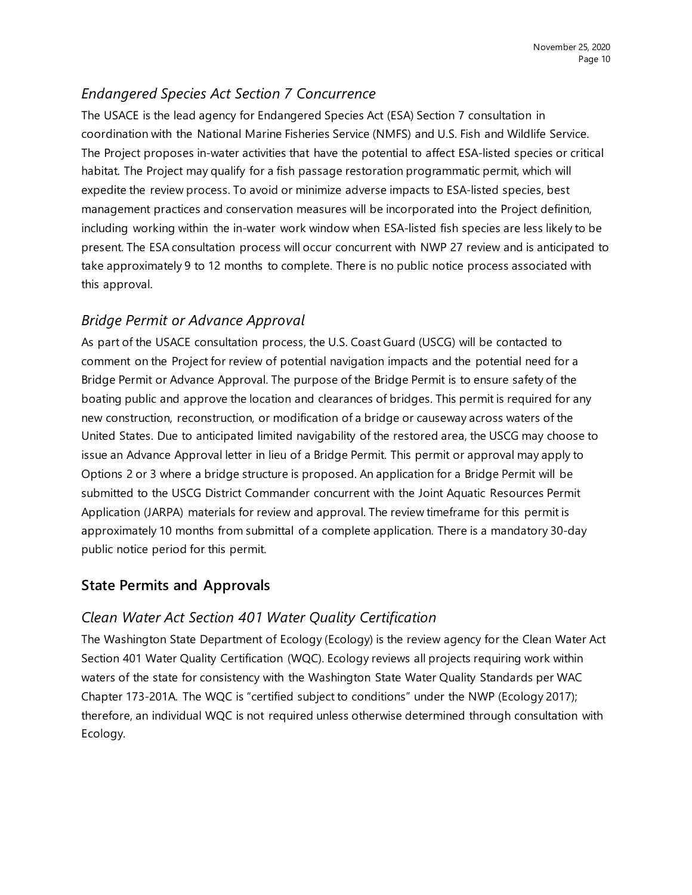### *Endangered Species Act Section 7 Concurrence*

The USACE is the lead agency for Endangered Species Act (ESA) Section 7 consultation in coordination with the National Marine Fisheries Service (NMFS) and U.S. Fish and Wildlife Service. The Project proposes in-water activities that have the potential to affect ESA-listed species or critical habitat. The Project may qualify for a fish passage restoration programmatic permit, which will expedite the review process. To avoid or minimize adverse impacts to ESA-listed species, best management practices and conservation measures will be incorporated into the Project definition, including working within the in-water work window when ESA-listed fish species are less likely to be present. The ESA consultation process will occur concurrent with NWP 27 review and is anticipated to take approximately 9 to 12 months to complete. There is no public notice process associated with this approval.

### *Bridge Permit or Advance Approval*

As part of the USACE consultation process, the U.S. Coast Guard (USCG) will be contacted to comment on the Project for review of potential navigation impacts and the potential need for a Bridge Permit or Advance Approval. The purpose of the Bridge Permit is to ensure safety of the boating public and approve the location and clearances of bridges. This permit is required for any new construction, reconstruction, or modification of a bridge or causeway across waters of the United States. Due to anticipated limited navigability of the restored area, the USCG may choose to issue an Advance Approval letter in lieu of a Bridge Permit. This permit or approval may apply to Options 2 or 3 where a bridge structure is proposed. An application for a Bridge Permit will be submitted to the USCG District Commander concurrent with the Joint Aquatic Resources Permit Application (JARPA) materials for review and approval. The review timeframe for this permit is approximately 10 months from submittal of a complete application. There is a mandatory 30-day public notice period for this permit.

## State Permits and Approvals

### *Clean Water Act Section 401 Water Quality Certification*

The Washington State Department of Ecology (Ecology) is the review agency for the Clean Water Act Section 401 Water Quality Certification (WQC). Ecology reviews all projects requiring work within waters of the state for consistency with the Washington State Water Quality Standards per WAC Chapter 173-201A. The WQC is "certified subject to conditions" under the NWP (Ecology 2017); therefore, an individual WQC is not required unless otherwise determined through consultation with Ecology.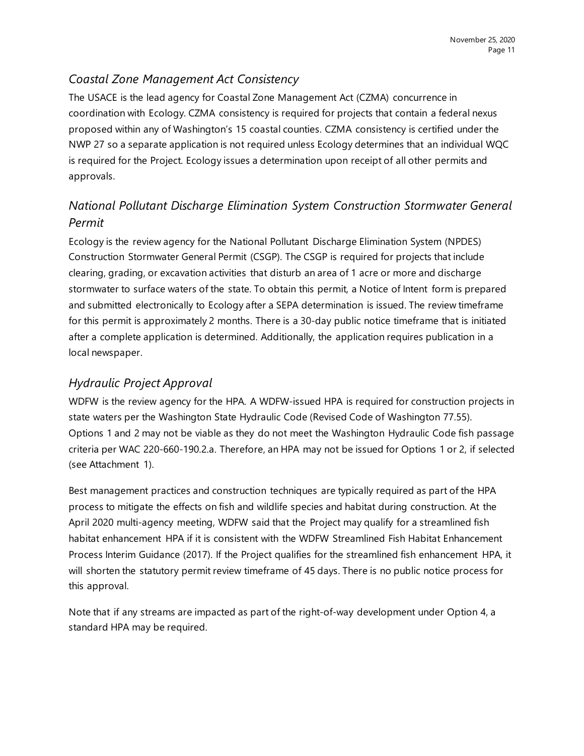### *Coastal Zone Management Act Consistency*

The USACE is the lead agency for Coastal Zone Management Act (CZMA) concurrence in coordination with Ecology. CZMA consistency is required for projects that contain a federal nexus proposed within any of Washington's 15 coastal counties. CZMA consistency is certified under the NWP 27 so a separate application is not required unless Ecology determines that an individual WQC is required for the Project. Ecology issues a determination upon receipt of all other permits and approvals.

### *National Pollutant Discharge Elimination System Construction Stormwater General Permit*

Ecology is the review agency for the National Pollutant Discharge Elimination System (NPDES) Construction Stormwater General Permit (CSGP). The CSGP is required for projects that include clearing, grading, or excavation activities that disturb an area of 1 acre or more and discharge stormwater to surface waters of the state. To obtain this permit, a Notice of Intent form is prepared and submitted electronically to Ecology after a SEPA determination is issued. The review timeframe for this permit is approximately 2 months. There is a 30-day public notice timeframe that is initiated after a complete application is determined. Additionally, the application requires publication in a local newspaper.

### *Hydraulic Project Approval*

WDFW is the review agency for the HPA. A WDFW-issued HPA is required for construction projects in state waters per the Washington State Hydraulic Code (Revised Code of Washington 77.55). Options 1 and 2 may not be viable as they do not meet the Washington Hydraulic Code fish passage criteria per WAC 220-660-190.2.a. Therefore, an HPA may not be issued for Options 1 or 2, if selected (see Attachment 1).

Best management practices and construction techniques are typically required as part of the HPA process to mitigate the effects on fish and wildlife species and habitat during construction. At the April 2020 multi-agency meeting, WDFW said that the Project may qualify for a streamlined fish habitat enhancement HPA if it is consistent with the WDFW Streamlined Fish Habitat Enhancement Process Interim Guidance (2017). If the Project qualifies for the streamlined fish enhancement HPA, it will shorten the statutory permit review timeframe of 45 days. There is no public notice process for this approval.

Note that if any streams are impacted as part of the right-of-way development under Option 4, a standard HPA may be required.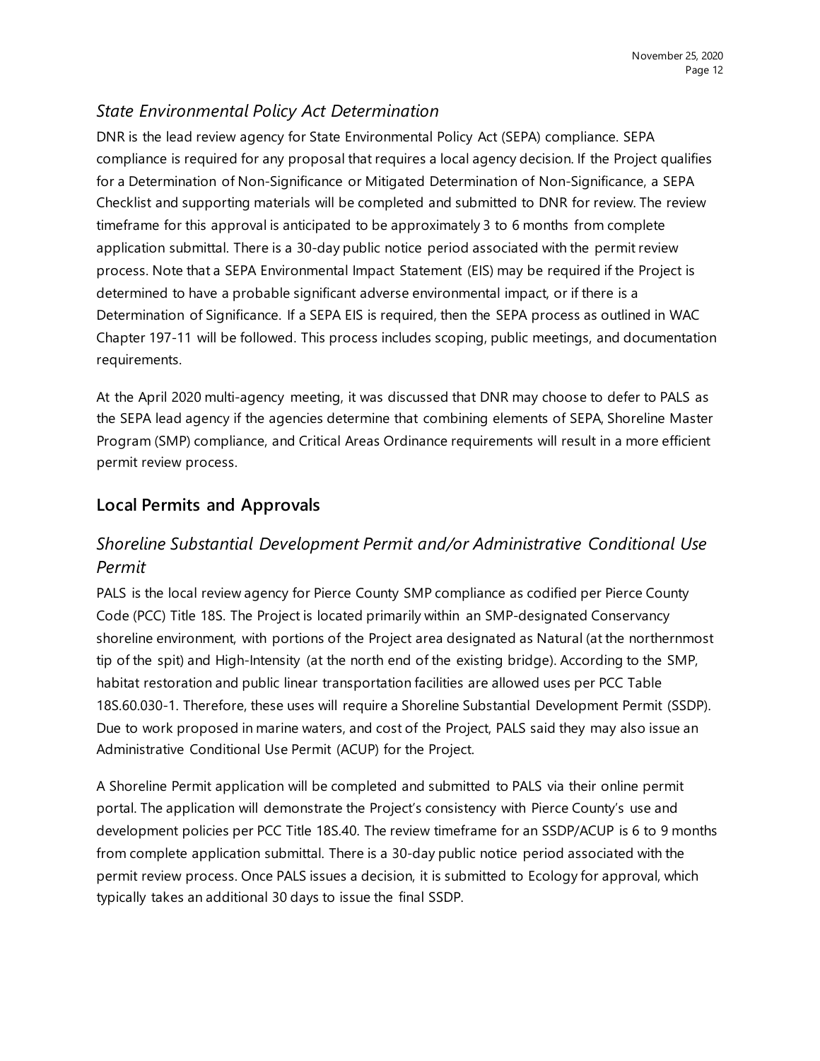### *State Environmental Policy Act Determination*

DNR is the lead review agency for State Environmental Policy Act (SEPA) compliance. SEPA compliance is required for any proposal that requires a local agency decision. If the Project qualifies for a Determination of Non-Significance or Mitigated Determination of Non-Significance, a SEPA Checklist and supporting materials will be completed and submitted to DNR for review. The review timeframe for this approval is anticipated to be approximately 3 to 6 months from complete application submittal. There is a 30-day public notice period associated with the permit review process. Note that a SEPA Environmental Impact Statement (EIS) may be required if the Project is determined to have a probable significant adverse environmental impact, or if there is a Determination of Significance. If a SEPA EIS is required, then the SEPA process as outlined in WAC Chapter 197-11 will be followed. This process includes scoping, public meetings, and documentation requirements.

At the April 2020 multi-agency meeting, it was discussed that DNR may choose to defer to PALS as the SEPA lead agency if the agencies determine that combining elements of SEPA, Shoreline Master Program (SMP) compliance, and Critical Areas Ordinance requirements will result in a more efficient permit review process.

## Local Permits and Approvals

### *Shoreline Substantial Development Permit and/or Administrative Conditional Use Permit*

PALS is the local review agency for Pierce County SMP compliance as codified per Pierce County Code (PCC) Title 18S. The Project is located primarily within an SMP-designated Conservancy shoreline environment, with portions of the Project area designated as Natural (at the northernmost tip of the spit) and High-Intensity (at the north end of the existing bridge). According to the SMP, habitat restoration and public linear transportation facilities are allowed uses per PCC Table 18S.60.030-1. Therefore, these uses will require a Shoreline Substantial Development Permit (SSDP). Due to work proposed in marine waters, and cost of the Project, PALS said they may also issue an Administrative Conditional Use Permit (ACUP) for the Project.

A Shoreline Permit application will be completed and submitted to PALS via their online permit portal. The application will demonstrate the Project's consistency with Pierce County's use and development policies per PCC Title 18S.40. The review timeframe for an SSDP/ACUP is 6 to 9 months from complete application submittal. There is a 30-day public notice period associated with the permit review process. Once PALS issues a decision, it is submitted to Ecology for approval, which typically takes an additional 30 days to issue the final SSDP.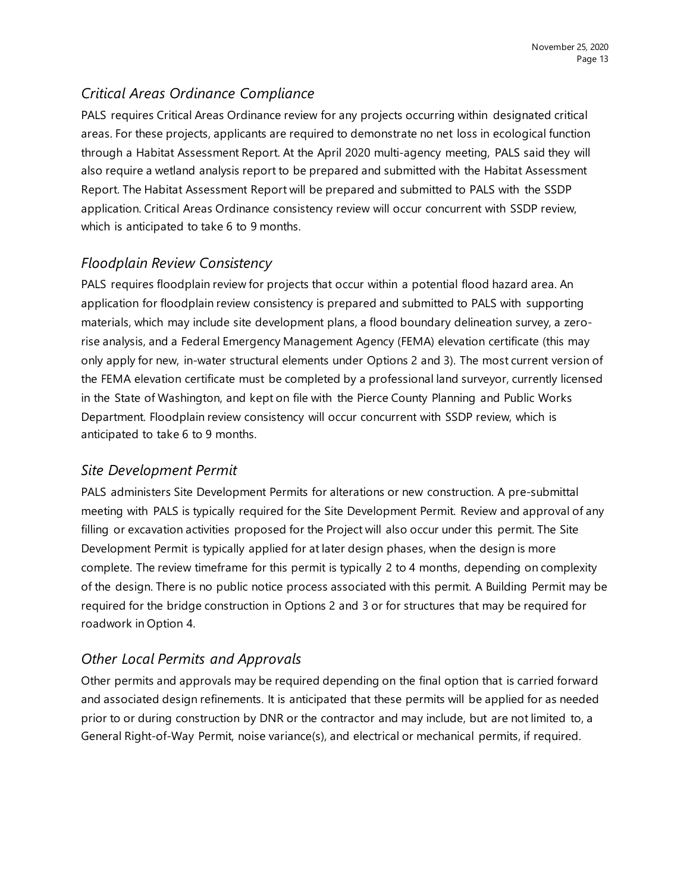## *Critical Areas Ordinance Compliance*

PALS requires Critical Areas Ordinance review for any projects occurring within designated critical areas. For these projects, applicants are required to demonstrate no net loss in ecological function through a Habitat Assessment Report. At the April 2020 multi-agency meeting, PALS said they will also require a wetland analysis report to be prepared and submitted with the Habitat Assessment Report. The Habitat Assessment Report will be prepared and submitted to PALS with the SSDP application. Critical Areas Ordinance consistency review will occur concurrent with SSDP review, which is anticipated to take 6 to 9 months.

## *Floodplain Review Consistency*

PALS requires floodplain review for projects that occur within a potential flood hazard area. An application for floodplain review consistency is prepared and submitted to PALS with supporting materials, which may include site development plans, a flood boundary delineation survey, a zero-rise analysis, and a Federal Emergency Management Agency (FEMA) elevation certificate (this may only apply for new, in-water structural elements under Options 2 and 3). The most current version of the FEMA elevation certificate must be completed by a professional land surveyor, currently licensed in the State of Washington, and kept on file with the Pierce County Planning and Public Works Department. Floodplain review consistency will occur concurrent with SSDP review, which is anticipated to take 6 to 9 months.

## *Site Development Permit*

PALS administers Site Development Permits for alterations or new construction. A pre-submittal meeting with PALS is typically required for the Site Development Permit. Review and approval of any filling or excavation activities proposed for the Project will also occur under this permit. The Site Development Permit is typically applied for at later design phases, when the design is more complete. The review timeframe for this permit is typically 2 to 4 months, depending on complexity of the design. There is no public notice process associated with this permit. A Building Permit may be required for the bridge construction in Options 2 and 3 or for structures that may be required for roadwork in Option 4.

## *Other Local Permits and Approvals*

Other permits and approvals may be required depending on the final option that is carried forward and associated design refinements. It is anticipated that these permits will be applied for as needed prior to or during construction by DNR or the contractor and may include, but are not limited to, a General Right-of-Way Permit, noise variance(s), and electrical or mechanical permits, if required.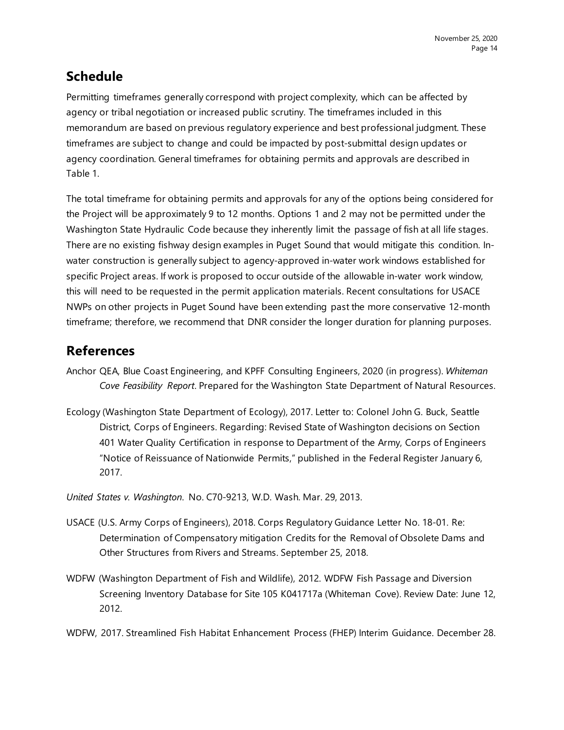## Schedule

Permitting timeframes generally correspond with project complexity, which can be affected by agency or tribal negotiation or increased public scrutiny. The timeframes included in this memorandum are based on previous regulatory experience and best professional judgment. These timeframes are subject to change and could be impacted by post-submittal design updates or agency coordination. General timeframes for obtaining permits and approvals are described in Table 1.

The total timeframe for obtaining permits and approvals for any of the options being considered for the Project will be approximately 9 to 12 months. Options 1 and 2 may not be permitted under the Washington State Hydraulic Code because they inherently limit the passage of fish at all life stages. There are no existing fishway design examples in Puget Sound that would mitigate this condition. In-water construction is generally subject to agency-approved in-water work windows established for specific Project areas. If work is proposed to occur outside of the allowable in-water work window, this will need to be requested in the permit application materials. Recent consultations for USACE NWPs on other projects in Puget Sound have been extending past the more conservative 12-month timeframe; therefore, we recommend that DNR consider the longer duration for planning purposes.

## References

Anchor QEA, Blue Coast Engineering, and KPFF Consulting Engineers, 2020 (in progress). *Whiteman Cove Feasibility Report*. Prepared for the Washington State Department of Natural Resources.

Ecology (Washington State Department of Ecology), 2017. Letter to: Colonel John G. Buck, Seattle District, Corps of Engineers. Regarding: Revised State of Washington decisions on Section 401 Water Quality Certification in response to Department of the Army, Corps of Engineers "Notice of Reissuance of Nationwide Permits," published in the Federal Register January 6, 2017.

*United States v. Washington*. No. C70-9213, W.D. Wash. Mar. 29, 2013.

USACE (U.S. Army Corps of Engineers), 2018. Corps Regulatory Guidance Letter No. 18-01. Re: Determination of Compensatory mitigation Credits for the Removal of Obsolete Dams and Other Structures from Rivers and Streams. September 25, 2018.

WDFW (Washington Department of Fish and Wildlife), 2012. WDFW Fish Passage and Diversion Screening Inventory Database for Site 105 K041717a (Whiteman Cove). Review Date: June 12, 2012.

WDFW, 2017. Streamlined Fish Habitat Enhancement Process (FHEP) Interim Guidance. December 28.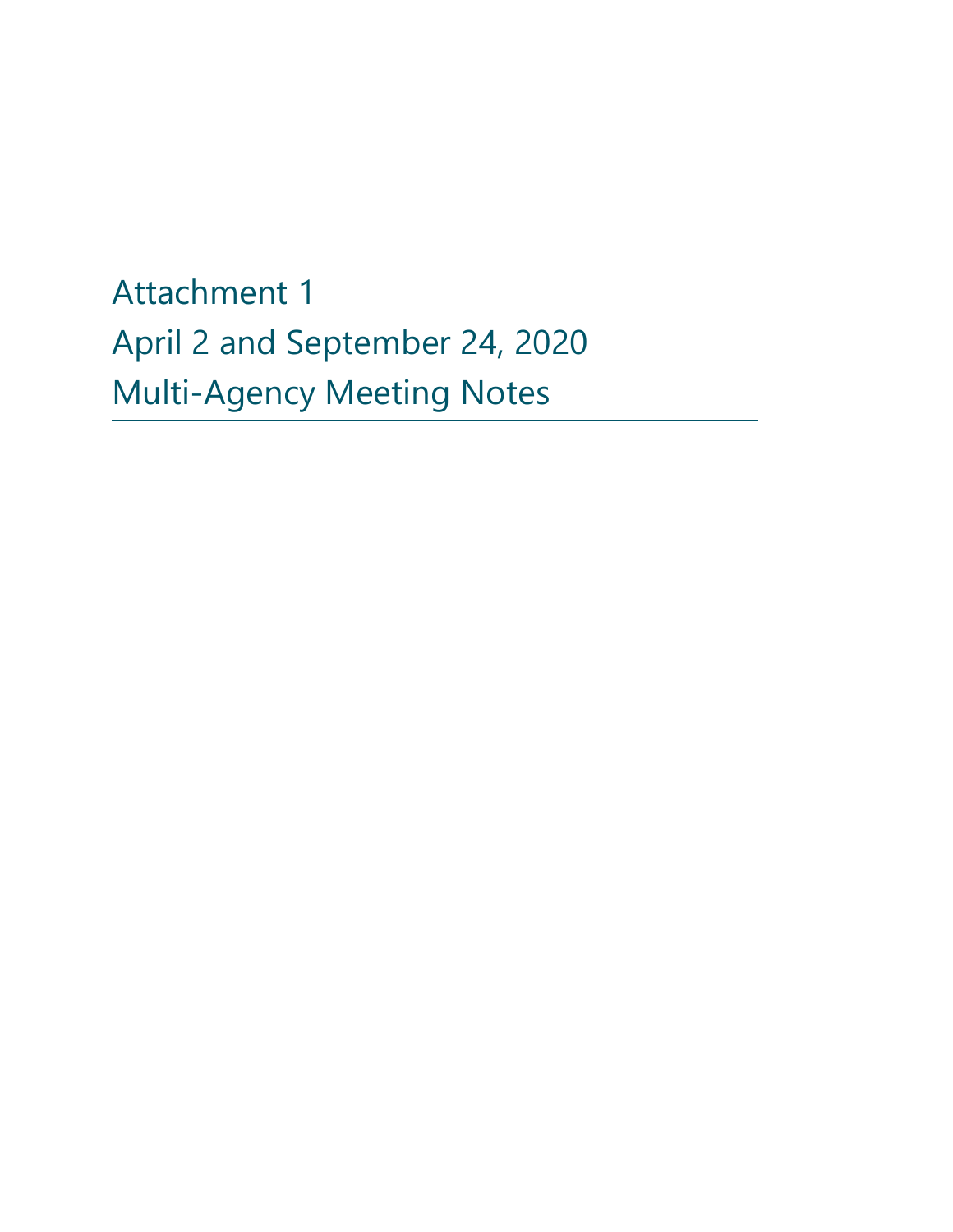# Attachment 1
# April 2 and September 24, 2020
# Multi-Agency Meeting Notes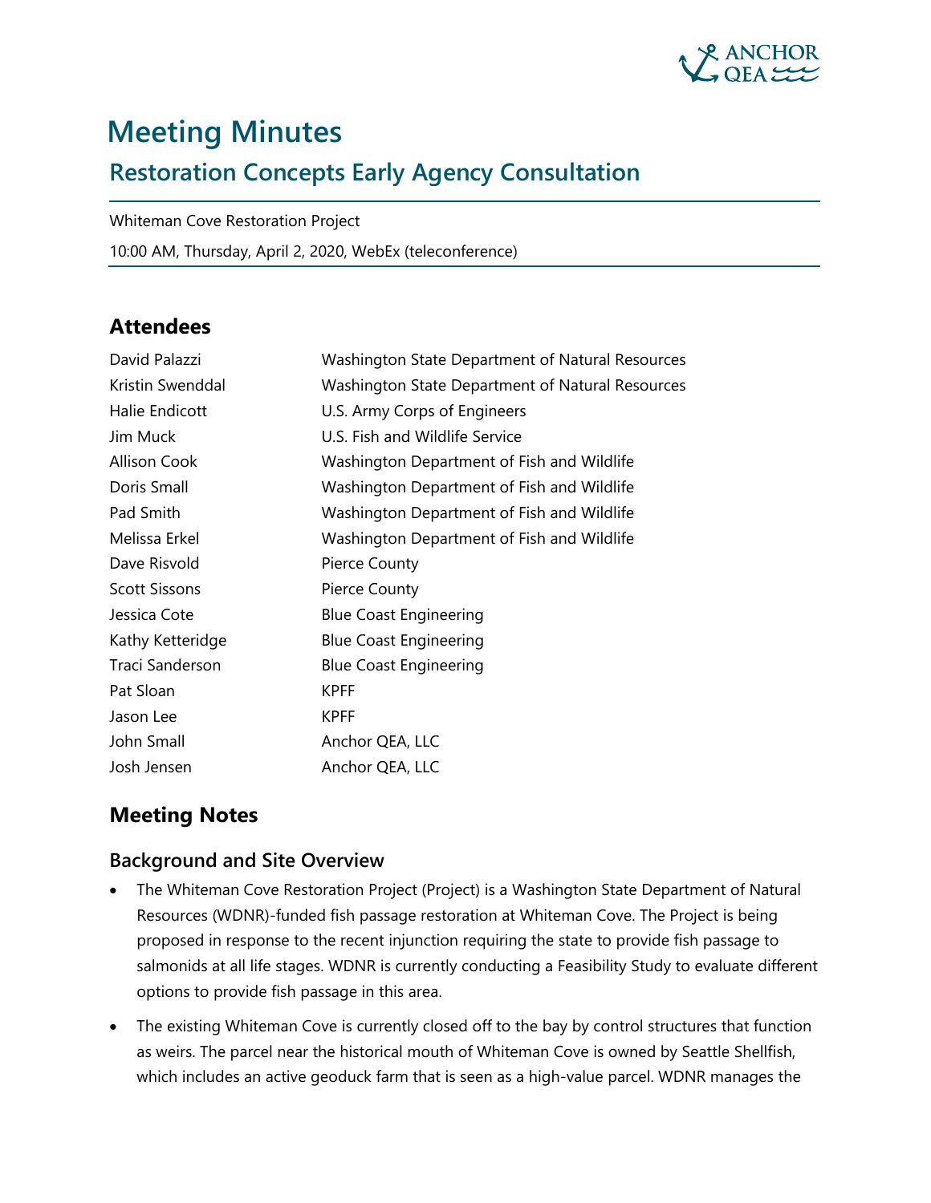# Meeting Minutes

## Restoration Concepts Early Agency Consultation

Whiteman Cove Restoration Project

10:00 AM, Thursday, April 2, 2020, WebEx (teleconference)

## Attendees

| | |
|---|---|
| David Palazzi | Washington State Department of Natural Resources |
| Kristin Swenddal | Washington State Department of Natural Resources |
| Halie Endicott | U.S. Army Corps of Engineers |
| Jim Muck | U.S. Fish and Wildlife Service |
| Allison Cook | Washington Department of Fish and Wildlife |
| Doris Small | Washington Department of Fish and Wildlife |
| Pad Smith | Washington Department of Fish and Wildlife |
| Melissa Erkel | Washington Department of Fish and Wildlife |
| Dave Risvold | Pierce County |
| Scott Sissons | Pierce County |
| Jessica Cote | Blue Coast Engineering |
| Kathy Ketteridge | Blue Coast Engineering |
| Traci Sanderson | Blue Coast Engineering |
| Pat Sloan | KPFF |
| Jason Lee | KPFF |
| John Small | Anchor QEA, LLC |
| Josh Jensen | Anchor QEA, LLC |

## Meeting Notes

### Background and Site Overview

- The Whiteman Cove Restoration Project (Project) is a Washington State Department of Natural Resources (WDNR)-funded fish passage restoration at Whiteman Cove. The Project is being proposed in response to the recent injunction requiring the state to provide fish passage to salmonids at all life stages. WDNR is currently conducting a Feasibility Study to evaluate different options to provide fish passage in this area.
- The existing Whiteman Cove is currently closed off to the bay by control structures that function as weirs. The parcel near the historical mouth of Whiteman Cove is owned by Seattle Shellfish, which includes an active geoduck farm that is seen as a high-value parcel. WDNR manages the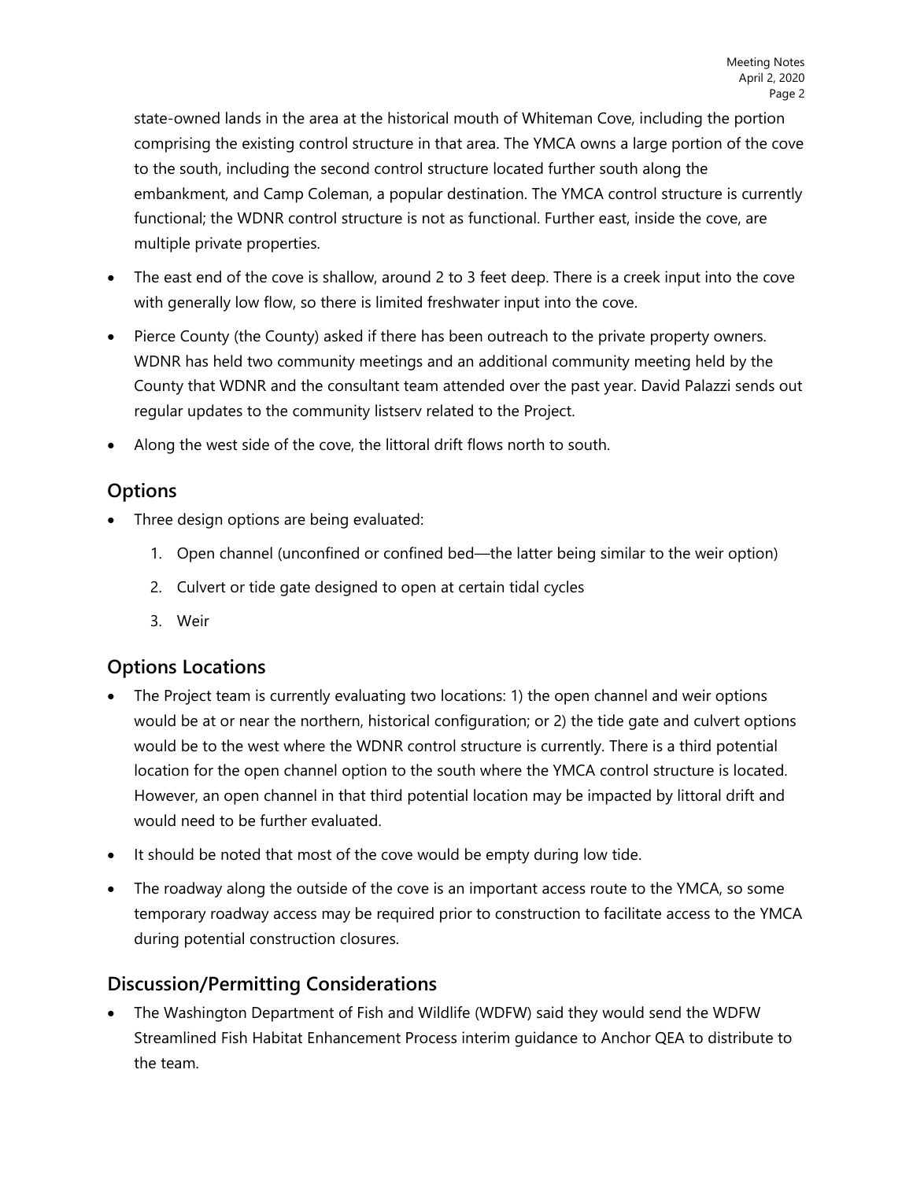state-owned lands in the area at the historical mouth of Whiteman Cove, including the portion comprising the existing control structure in that area. The YMCA owns a large portion of the cove to the south, including the second control structure located further south along the embankment, and Camp Coleman, a popular destination. The YMCA control structure is currently functional; the WDNR control structure is not as functional. Further east, inside the cove, are multiple private properties.

- The east end of the cove is shallow, around 2 to 3 feet deep. There is a creek input into the cove with generally low flow, so there is limited freshwater input into the cove.
- Pierce County (the County) asked if there has been outreach to the private property owners. WDNR has held two community meetings and an additional community meeting held by the County that WDNR and the consultant team attended over the past year. David Palazzi sends out regular updates to the community listserv related to the Project.
- Along the west side of the cove, the littoral drift flows north to south.

## Options

- Three design options are being evaluated:
    1. Open channel (unconfined or confined bed—the latter being similar to the weir option)
    2. Culvert or tide gate designed to open at certain tidal cycles
    3. Weir

## Options Locations

- The Project team is currently evaluating two locations: 1) the open channel and weir options would be at or near the northern, historical configuration; or 2) the tide gate and culvert options would be to the west where the WDNR control structure is currently. There is a third potential location for the open channel option to the south where the YMCA control structure is located. However, an open channel in that third potential location may be impacted by littoral drift and would need to be further evaluated.
- It should be noted that most of the cove would be empty during low tide.
- The roadway along the outside of the cove is an important access route to the YMCA, so some temporary roadway access may be required prior to construction to facilitate access to the YMCA during potential construction closures.

## Discussion/Permitting Considerations

- The Washington Department of Fish and Wildlife (WDFW) said they would send the WDFW Streamlined Fish Habitat Enhancement Process interim guidance to Anchor QEA to distribute to the team.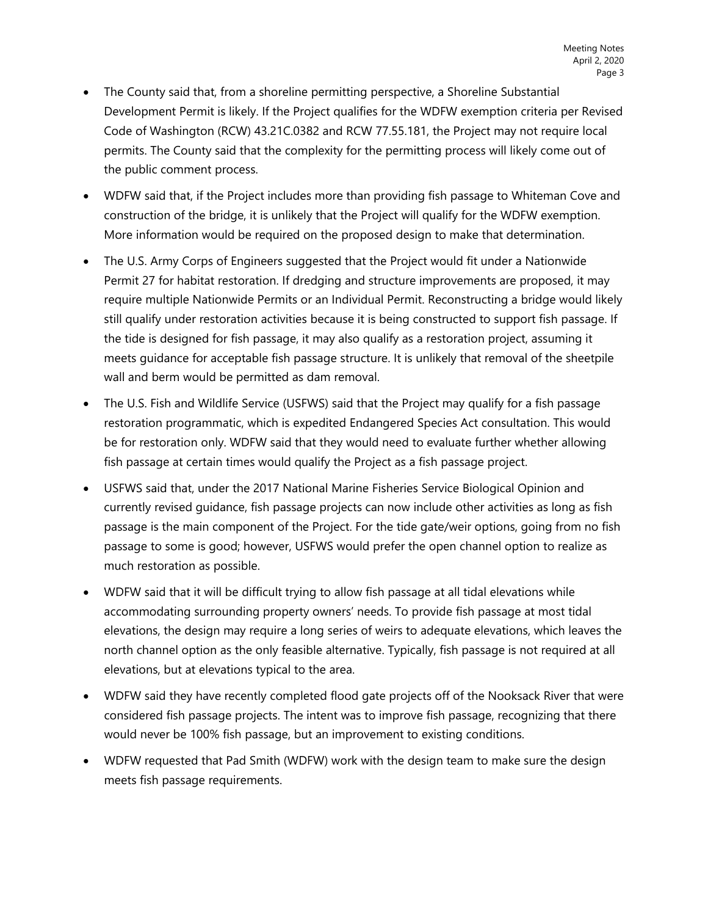- The County said that, from a shoreline permitting perspective, a Shoreline Substantial Development Permit is likely. If the Project qualifies for the WDFW exemption criteria per Revised Code of Washington (RCW) 43.21C.0382 and RCW 77.55.181, the Project may not require local permits. The County said that the complexity for the permitting process will likely come out of the public comment process.
- WDFW said that, if the Project includes more than providing fish passage to Whiteman Cove and construction of the bridge, it is unlikely that the Project will qualify for the WDFW exemption. More information would be required on the proposed design to make that determination.
- The U.S. Army Corps of Engineers suggested that the Project would fit under a Nationwide Permit 27 for habitat restoration. If dredging and structure improvements are proposed, it may require multiple Nationwide Permits or an Individual Permit. Reconstructing a bridge would likely still qualify under restoration activities because it is being constructed to support fish passage. If the tide is designed for fish passage, it may also qualify as a restoration project, assuming it meets guidance for acceptable fish passage structure. It is unlikely that removal of the sheetpile wall and berm would be permitted as dam removal.
- The U.S. Fish and Wildlife Service (USFWS) said that the Project may qualify for a fish passage restoration programmatic, which is expedited Endangered Species Act consultation. This would be for restoration only. WDFW said that they would need to evaluate further whether allowing fish passage at certain times would qualify the Project as a fish passage project.
- USFWS said that, under the 2017 National Marine Fisheries Service Biological Opinion and currently revised guidance, fish passage projects can now include other activities as long as fish passage is the main component of the Project. For the tide gate/weir options, going from no fish passage to some is good; however, USFWS would prefer the open channel option to realize as much restoration as possible.
- WDFW said that it will be difficult trying to allow fish passage at all tidal elevations while accommodating surrounding property owners' needs. To provide fish passage at most tidal elevations, the design may require a long series of weirs to adequate elevations, which leaves the north channel option as the only feasible alternative. Typically, fish passage is not required at all elevations, but at elevations typical to the area.
- WDFW said they have recently completed flood gate projects off of the Nooksack River that were considered fish passage projects. The intent was to improve fish passage, recognizing that there would never be 100% fish passage, but an improvement to existing conditions.
- WDFW requested that Pad Smith (WDFW) work with the design team to make sure the design meets fish passage requirements.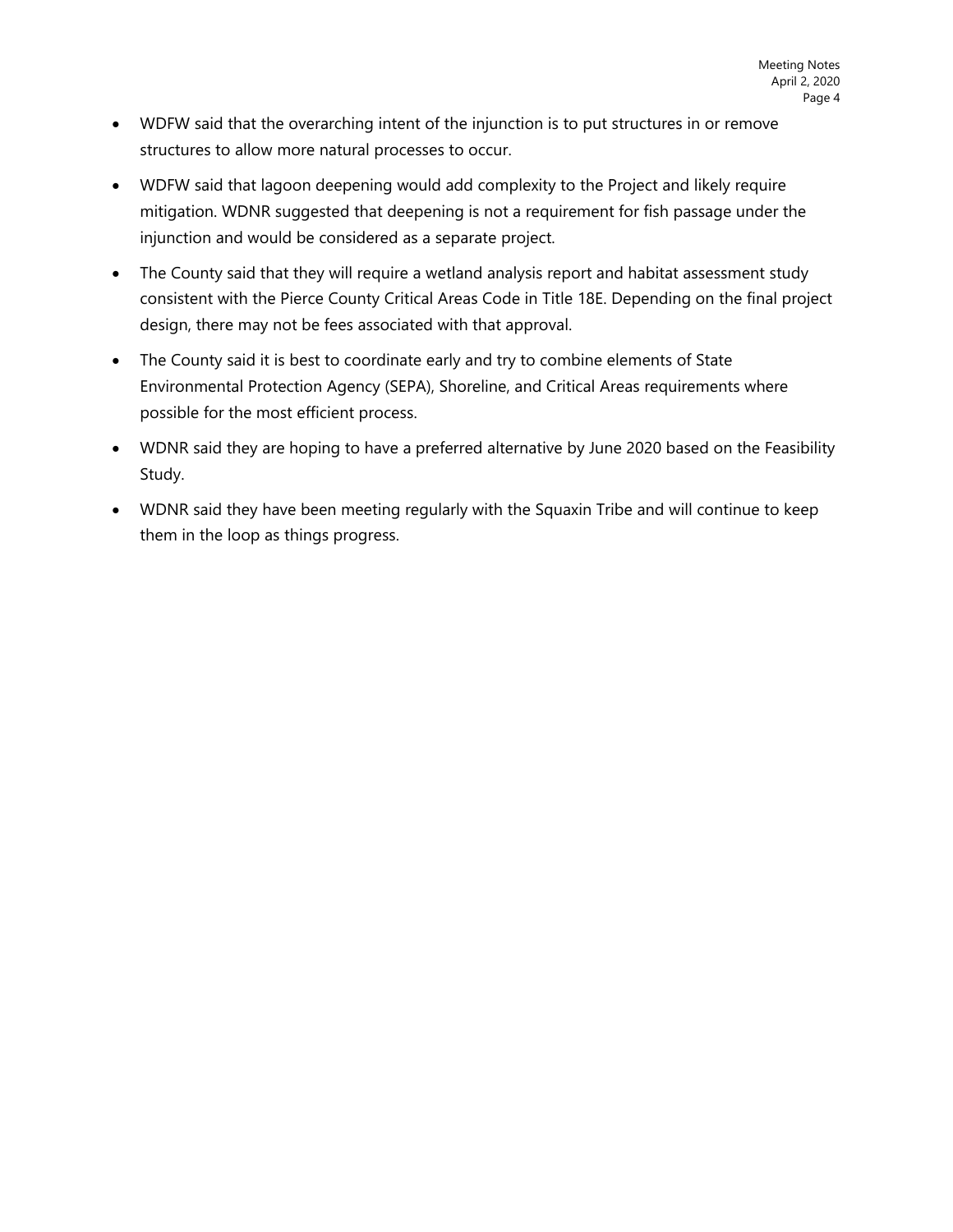- WDFW said that the overarching intent of the injunction is to put structures in or remove structures to allow more natural processes to occur.
- WDFW said that lagoon deepening would add complexity to the Project and likely require mitigation. WDNR suggested that deepening is not a requirement for fish passage under the injunction and would be considered as a separate project.
- The County said that they will require a wetland analysis report and habitat assessment study consistent with the Pierce County Critical Areas Code in Title 18E. Depending on the final project design, there may not be fees associated with that approval.
- The County said it is best to coordinate early and try to combine elements of State Environmental Protection Agency (SEPA), Shoreline, and Critical Areas requirements where possible for the most efficient process.
- WDNR said they are hoping to have a preferred alternative by June 2020 based on the Feasibility Study.
- WDNR said they have been meeting regularly with the Squaxin Tribe and will continue to keep them in the loop as things progress.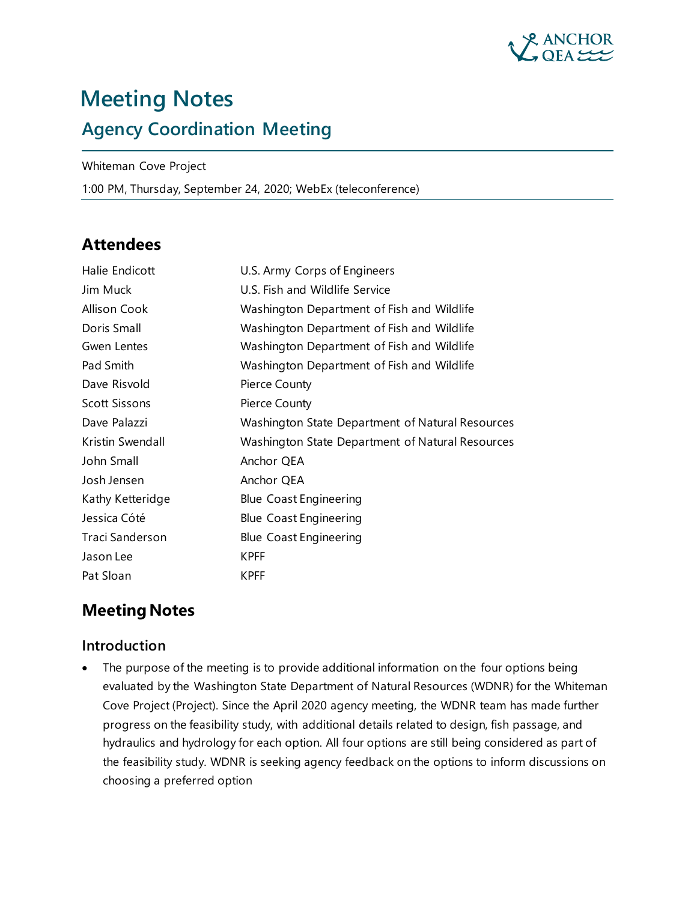# Meeting Notes

## Agency Coordination Meeting

Whiteman Cove Project

1:00 PM, Thursday, September 24, 2020; WebEx (teleconference)

## Attendees

| | |
|---|---|
| Halie Endicott | U.S. Army Corps of Engineers |
| Jim Muck | U.S. Fish and Wildlife Service |
| Allison Cook | Washington Department of Fish and Wildlife |
| Doris Small | Washington Department of Fish and Wildlife |
| Gwen Lentes | Washington Department of Fish and Wildlife |
| Pad Smith | Washington Department of Fish and Wildlife |
| Dave Risvold | Pierce County |
| Scott Sissons | Pierce County |
| Dave Palazzi | Washington State Department of Natural Resources |
| Kristin Swendall | Washington State Department of Natural Resources |
| John Small | Anchor QEA |
| Josh Jensen | Anchor QEA |
| Kathy Ketteridge | Blue Coast Engineering |
| Jessica Côté | Blue Coast Engineering |
| Traci Sanderson | Blue Coast Engineering |
| Jason Lee | KPFF |
| Pat Sloan | KPFF |

## Meeting Notes

### Introduction

- The purpose of the meeting is to provide additional information on the four options being evaluated by the Washington State Department of Natural Resources (WDNR) for the Whiteman Cove Project (Project). Since the April 2020 agency meeting, the WDNR team has made further progress on the feasibility study, with additional details related to design, fish passage, and hydraulics and hydrology for each option. All four options are still being considered as part of the feasibility study. WDNR is seeking agency feedback on the options to inform discussions on choosing a preferred option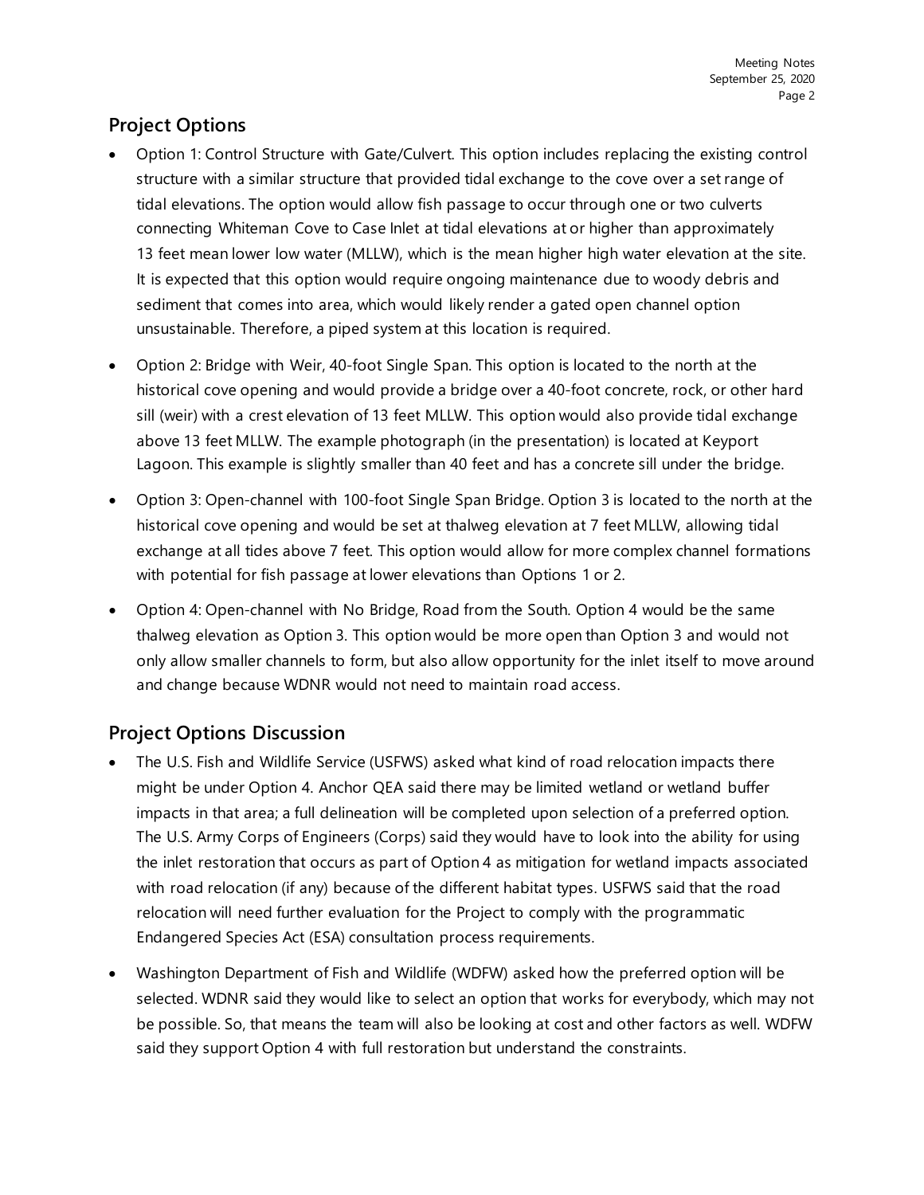## Project Options

- Option 1: Control Structure with Gate/Culvert. This option includes replacing the existing control structure with a similar structure that provided tidal exchange to the cove over a set range of tidal elevations. The option would allow fish passage to occur through one or two culverts connecting Whiteman Cove to Case Inlet at tidal elevations at or higher than approximately 13 feet mean lower low water (MLLW), which is the mean higher high water elevation at the site. It is expected that this option would require ongoing maintenance due to woody debris and sediment that comes into area, which would likely render a gated open channel option unsustainable. Therefore, a piped system at this location is required.

- Option 2: Bridge with Weir, 40-foot Single Span. This option is located to the north at the historical cove opening and would provide a bridge over a 40-foot concrete, rock, or other hard sill (weir) with a crest elevation of 13 feet MLLW. This option would also provide tidal exchange above 13 feet MLLW. The example photograph (in the presentation) is located at Keyport Lagoon. This example is slightly smaller than 40 feet and has a concrete sill under the bridge.

- Option 3: Open-channel with 100-foot Single Span Bridge. Option 3 is located to the north at the historical cove opening and would be set at thalweg elevation at 7 feet MLLW, allowing tidal exchange at all tides above 7 feet. This option would allow for more complex channel formations with potential for fish passage at lower elevations than Options 1 or 2.

- Option 4: Open-channel with No Bridge, Road from the South. Option 4 would be the same thalweg elevation as Option 3. This option would be more open than Option 3 and would not only allow smaller channels to form, but also allow opportunity for the inlet itself to move around and change because WDNR would not need to maintain road access.

## Project Options Discussion

- The U.S. Fish and Wildlife Service (USFWS) asked what kind of road relocation impacts there might be under Option 4. Anchor QEA said there may be limited wetland or wetland buffer impacts in that area; a full delineation will be completed upon selection of a preferred option. The U.S. Army Corps of Engineers (Corps) said they would have to look into the ability for using the inlet restoration that occurs as part of Option 4 as mitigation for wetland impacts associated with road relocation (if any) because of the different habitat types. USFWS said that the road relocation will need further evaluation for the Project to comply with the programmatic Endangered Species Act (ESA) consultation process requirements.

- Washington Department of Fish and Wildlife (WDFW) asked how the preferred option will be selected. WDNR said they would like to select an option that works for everybody, which may not be possible. So, that means the team will also be looking at cost and other factors as well. WDFW said they support Option 4 with full restoration but understand the constraints.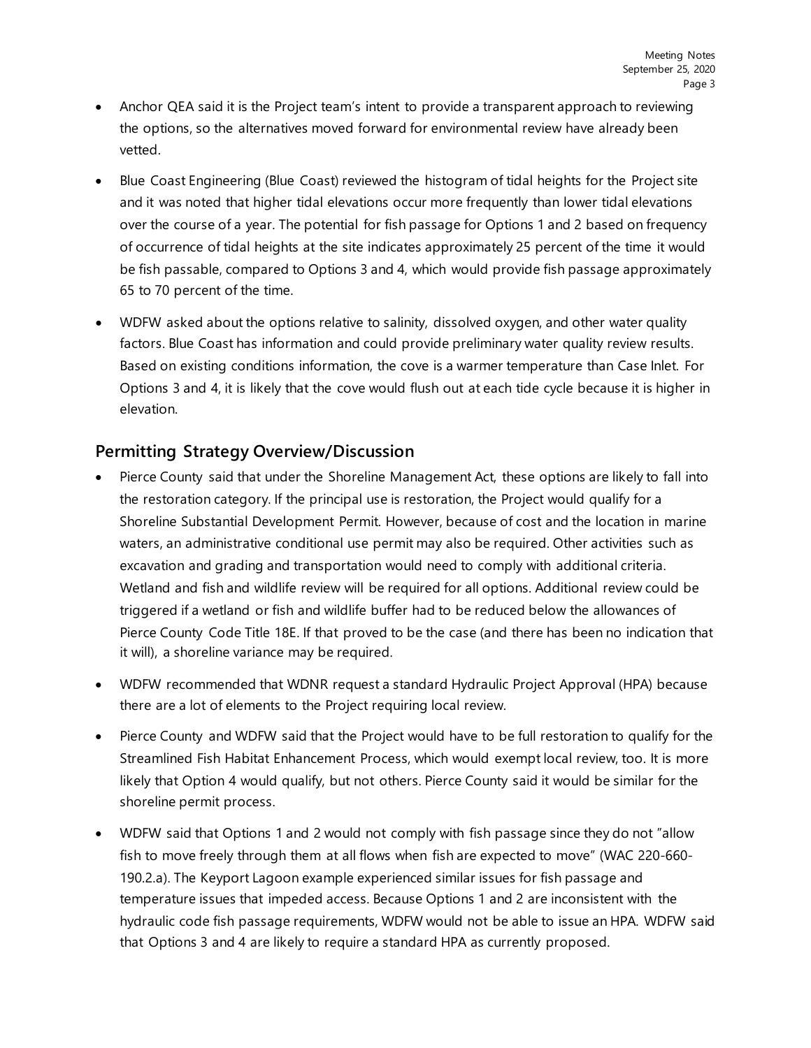- Anchor QEA said it is the Project team's intent to provide a transparent approach to reviewing the options, so the alternatives moved forward for environmental review have already been vetted.
- Blue Coast Engineering (Blue Coast) reviewed the histogram of tidal heights for the Project site and it was noted that higher tidal elevations occur more frequently than lower tidal elevations over the course of a year. The potential for fish passage for Options 1 and 2 based on frequency of occurrence of tidal heights at the site indicates approximately 25 percent of the time it would be fish passable, compared to Options 3 and 4, which would provide fish passage approximately 65 to 70 percent of the time.
- WDFW asked about the options relative to salinity, dissolved oxygen, and other water quality factors. Blue Coast has information and could provide preliminary water quality review results. Based on existing conditions information, the cove is a warmer temperature than Case Inlet. For Options 3 and 4, it is likely that the cove would flush out at each tide cycle because it is higher in elevation.

## Permitting Strategy Overview/Discussion

- Pierce County said that under the Shoreline Management Act, these options are likely to fall into the restoration category. If the principal use is restoration, the Project would qualify for a Shoreline Substantial Development Permit. However, because of cost and the location in marine waters, an administrative conditional use permit may also be required. Other activities such as excavation and grading and transportation would need to comply with additional criteria. Wetland and fish and wildlife review will be required for all options. Additional review could be triggered if a wetland or fish and wildlife buffer had to be reduced below the allowances of Pierce County Code Title 18E. If that proved to be the case (and there has been no indication that it will), a shoreline variance may be required.
- WDFW recommended that WDNR request a standard Hydraulic Project Approval (HPA) because there are a lot of elements to the Project requiring local review.
- Pierce County and WDFW said that the Project would have to be full restoration to qualify for the Streamlined Fish Habitat Enhancement Process, which would exempt local review, too. It is more likely that Option 4 would qualify, but not others. Pierce County said it would be similar for the shoreline permit process.
- WDFW said that Options 1 and 2 would not comply with fish passage since they do not "allow fish to move freely through them at all flows when fish are expected to move" (WAC 220-660-190.2.a). The Keyport Lagoon example experienced similar issues for fish passage and temperature issues that impeded access. Because Options 1 and 2 are inconsistent with the hydraulic code fish passage requirements, WDFW would not be able to issue an HPA. WDFW said that Options 3 and 4 are likely to require a standard HPA as currently proposed.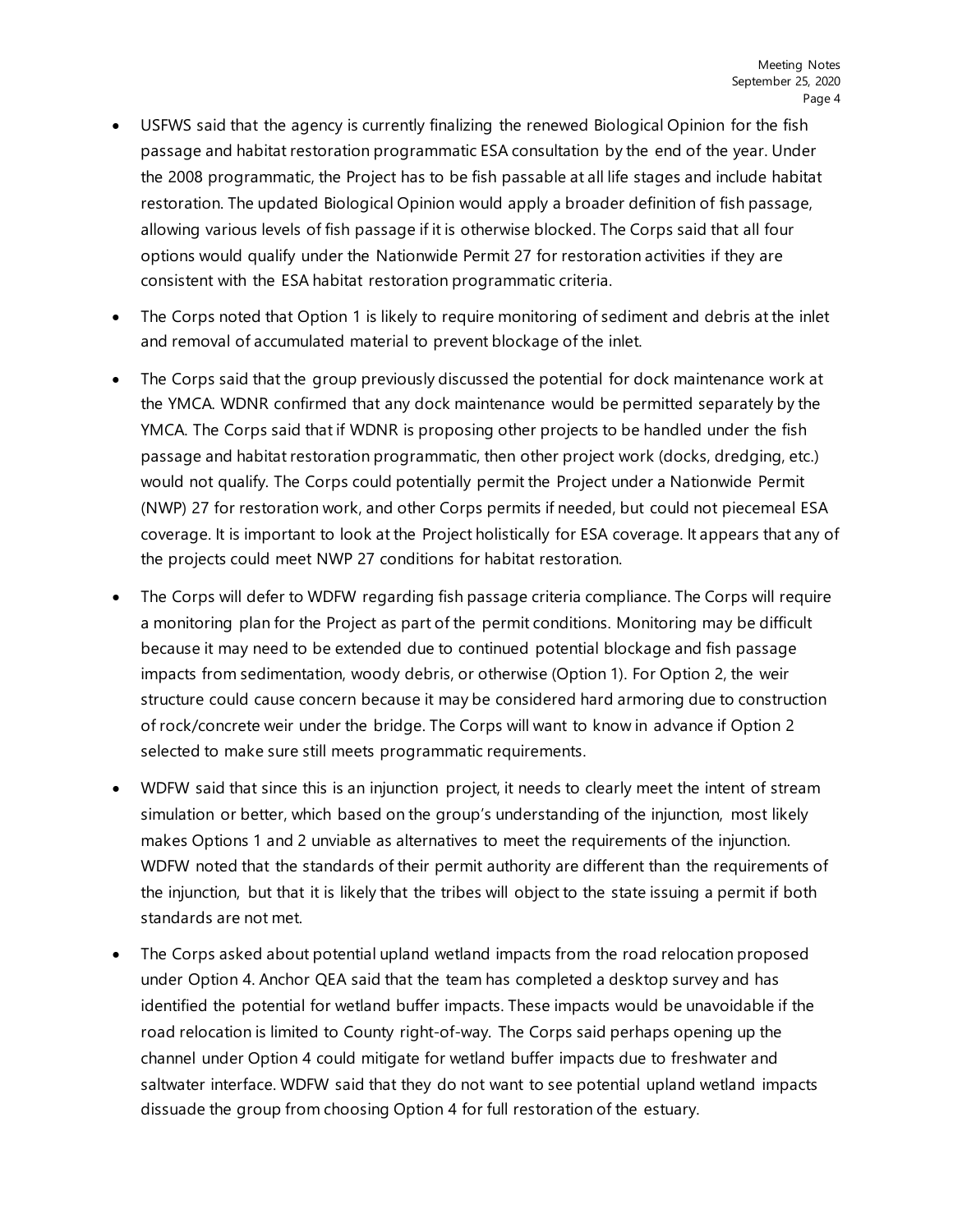- USFWS said that the agency is currently finalizing the renewed Biological Opinion for the fish passage and habitat restoration programmatic ESA consultation by the end of the year. Under the 2008 programmatic, the Project has to be fish passable at all life stages and include habitat restoration. The updated Biological Opinion would apply a broader definition of fish passage, allowing various levels of fish passage if it is otherwise blocked. The Corps said that all four options would qualify under the Nationwide Permit 27 for restoration activities if they are consistent with the ESA habitat restoration programmatic criteria.
- The Corps noted that Option 1 is likely to require monitoring of sediment and debris at the inlet and removal of accumulated material to prevent blockage of the inlet.
- The Corps said that the group previously discussed the potential for dock maintenance work at the YMCA. WDNR confirmed that any dock maintenance would be permitted separately by the YMCA. The Corps said that if WDNR is proposing other projects to be handled under the fish passage and habitat restoration programmatic, then other project work (docks, dredging, etc.) would not qualify. The Corps could potentially permit the Project under a Nationwide Permit (NWP) 27 for restoration work, and other Corps permits if needed, but could not piecemeal ESA coverage. It is important to look at the Project holistically for ESA coverage. It appears that any of the projects could meet NWP 27 conditions for habitat restoration.
- The Corps will defer to WDFW regarding fish passage criteria compliance. The Corps will require a monitoring plan for the Project as part of the permit conditions. Monitoring may be difficult because it may need to be extended due to continued potential blockage and fish passage impacts from sedimentation, woody debris, or otherwise (Option 1). For Option 2, the weir structure could cause concern because it may be considered hard armoring due to construction of rock/concrete weir under the bridge. The Corps will want to know in advance if Option 2 selected to make sure still meets programmatic requirements.
- WDFW said that since this is an injunction project, it needs to clearly meet the intent of stream simulation or better, which based on the group's understanding of the injunction, most likely makes Options 1 and 2 unviable as alternatives to meet the requirements of the injunction. WDFW noted that the standards of their permit authority are different than the requirements of the injunction, but that it is likely that the tribes will object to the state issuing a permit if both standards are not met.
- The Corps asked about potential upland wetland impacts from the road relocation proposed under Option 4. Anchor QEA said that the team has completed a desktop survey and has identified the potential for wetland buffer impacts. These impacts would be unavoidable if the road relocation is limited to County right-of-way. The Corps said perhaps opening up the channel under Option 4 could mitigate for wetland buffer impacts due to freshwater and saltwater interface. WDFW said that they do not want to see potential upland wetland impacts dissuade the group from choosing Option 4 for full restoration of the estuary.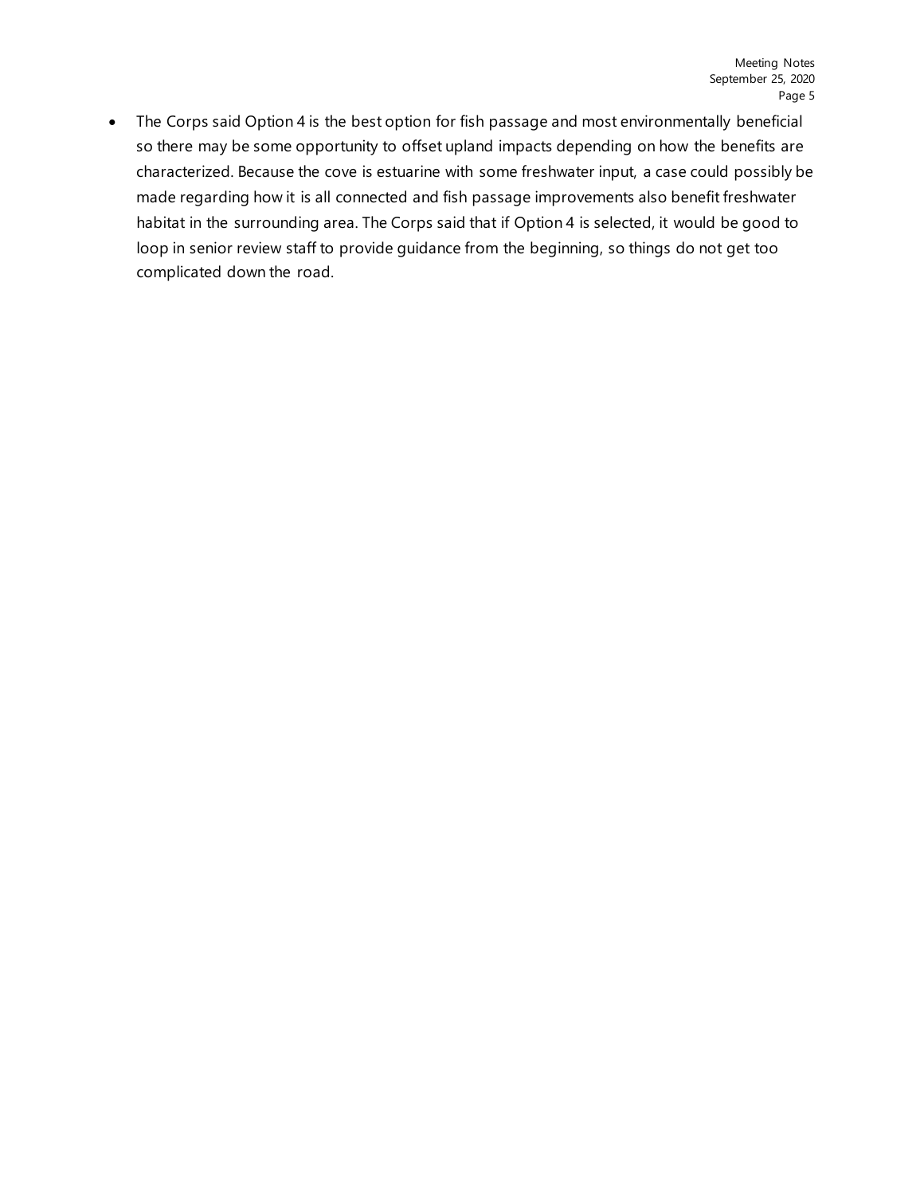- The Corps said Option 4 is the best option for fish passage and most environmentally beneficial so there may be some opportunity to offset upland impacts depending on how the benefits are characterized. Because the cove is estuarine with some freshwater input, a case could possibly be made regarding how it is all connected and fish passage improvements also benefit freshwater habitat in the surrounding area. The Corps said that if Option 4 is selected, it would be good to loop in senior review staff to provide guidance from the beginning, so things do not get too complicated down the road.